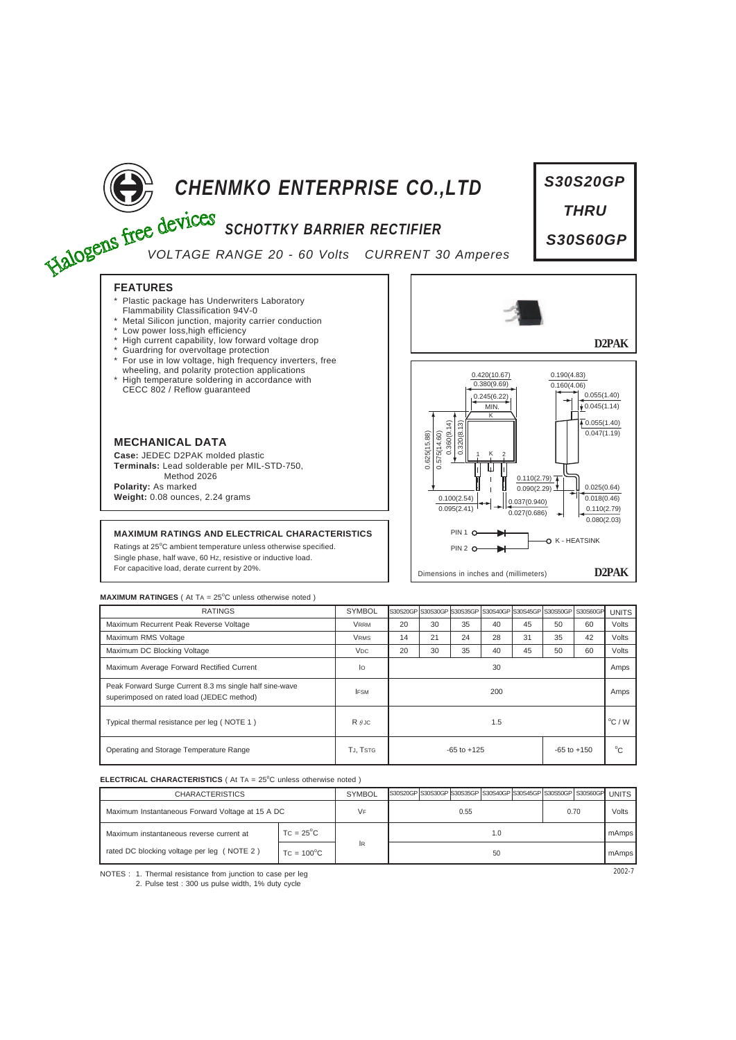# CHENMKO ENTERPRISE CO.,LTD

Halogens free devices

## SCHOTTKY BARRIER RECTIFIER

*VOLTAGE RANGE 20 - 60 Volts CURRENT 30 Amperes*

**S30S20GP THRU S30S60GP**

### FEATURES

- Plastic package has Underwriters Laboratory Flammability Classification 94V-0
- Metal Silicon junction, majority carrier conduction
- Low power loss,high efficiency
- High current capability, low forward voltage drop
- Guardring for overvoltage protection
- For use in low voltage, high frequency inverters, free wheeling, and polarity protection applications
- High temperature soldering in accordance with CECC 802 / Reflow guaranteed

D2PAK

### MECHANICAL DATA

**Case:** JEDEC D2PAK molded plastic
**Terminals:** Lead solderable per MIL-STD-750, Method 2026
**Polarity:** As marked
**Weight:** 0.08 ounces, 2.24 grams

PIN 1, PIN 2, K - HEATSINK

Dimensions in inches and (millimeters) D2PAK

### MAXIMUM RATINGS AND ELECTRICAL CHARACTERISTICS

Ratings at 25°C ambient temperature unless otherwise specified.
Single phase, half wave, 60 Hz, resistive or inductive load.
For capacitive load, derate current by 20%.

**MAXIMUM RATINGES** ( At $T_A$ = 25°C unless otherwise noted )

| RATINGS | SYMBOL | S30S20GP | S30S30GP | S30S35GP | S30S40GP | S30S45GP | S30S50GP | S30S60GP | UNITS |
|---|---|---|---|---|---|---|---|---|---|
| Maximum Recurrent Peak Reverse Voltage | $V_{RRM}$ | 20 | 30 | 35 | 40 | 45 | 50 | 60 | Volts |
| Maximum RMS Voltage | $V_{RMS}$ | 14 | 21 | 24 | 28 | 31 | 35 | 42 | Volts |
| Maximum DC Blocking Voltage | $V_{DC}$ | 20 | 30 | 35 | 40 | 45 | 50 | 60 | Volts |
| Maximum Average Forward Rectified Current | $I_O$ | 30 | | | | | | | Amps |
| Peak Forward Surge Current 8.3 ms single half sine-wave superimposed on rated load (JEDEC method) | $I_{FSM}$ | 200 | | | | | | | Amps |
| Typical thermal resistance per leg ( NOTE 1 ) | $R_{\theta JC}$ | 1.5 | | | | | | | °C / W |
| Operating and Storage Temperature Range | $T_J$, $T_{STG}$ | -65 to +125 | | | | | -65 to +150 | | °C |

**ELECTRICAL CHARACTERISTICS** ( At $T_A$ = 25°C unless otherwise noted )

| CHARACTERISTICS | | SYMBOL | S30S20GP | S30S30GP | S30S35GP | S30S40GP | S30S45GP | S30S50GP | S30S60GP | UNITS |
|---|---|---|---|---|---|---|---|---|---|---|
| Maximum Instantaneous Forward Voltage at 15 A DC | | $V_F$ | 0.55 | | | | | 0.70 | | Volts |
| Maximum instantaneous reverse current at rated DC blocking voltage per leg ( NOTE 2 ) | $T_C$ = 25°C | $I_R$ | 1.0 | | | | | | | mAmps |
| | $T_C$ = 100°C | | 50 | | | | | | | mAmps |

NOTES : 1. Thermal resistance from junction to case per leg
2. Pulse test : 300 us pulse width, 1% duty cycle

2002-7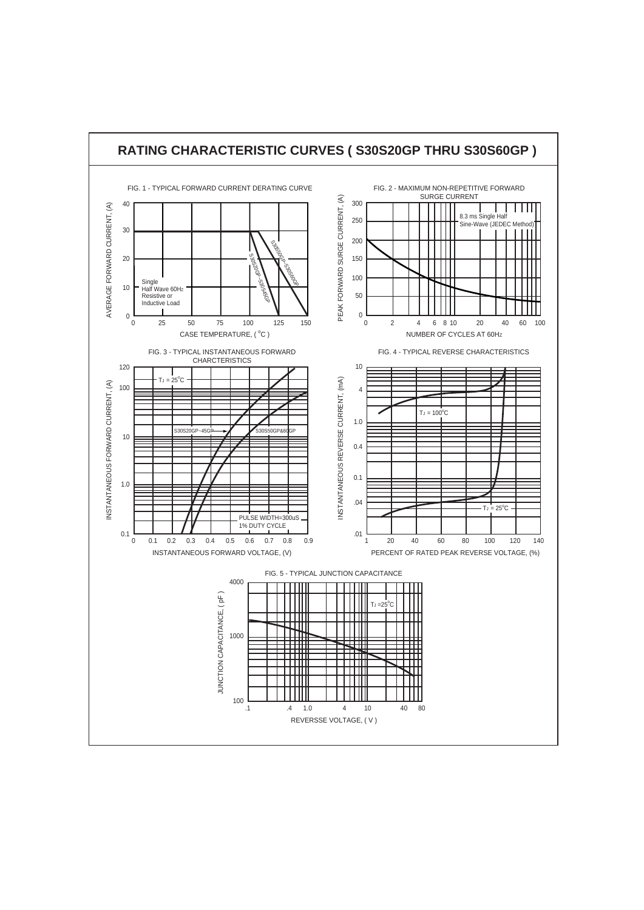# RATING CHARACTERISTIC CURVES ( S30S20GP THRU S30S60GP )

FIG. 1 - TYPICAL FORWARD CURRENT DERATING CURVE

AVERAGE FORWARD CURRENT, (A)

40
30
20
10
0

0 25 50 75 100 125 150

CASE TEMPERATURE, ( °C )

Single
Half Wave 60Hz
Resistive or
Inductive Load

S30S20GP~S30S45GP

S30S50GP~S30S60GP

FIG. 2 - MAXIMUM NON-REPETITIVE FORWARD SURGE CURRENT

PEAK FORWARD SURGE CURRENT, (A)

300
250
200
150
100
50
0

0 2 4 6 8 10 20 40 60 100

NUMBER OF CYCLES AT 60Hz

8.3 ms Single Half
Sine-Wave (JEDEC Method)

FIG. 3 - TYPICAL INSTANTANEOUS FORWARD CHARCTERISTICS

INSTANTANEOUS FORWARD CURRENT, (A)

120
100
10
1.0
0.1

0 0.1 0.2 0.3 0.4 0.5 0.6 0.7 0.8 0.9

INSTANTANEOUS FORWARD VOLTAGE, (V)

$T_J$ = 25°C

S30S20GP~45GP

S30S50GP&60GP

PULSE WIDTH=300uS
1% DUTY CYCLE

FIG. 4 - TYPICAL REVERSE CHARACTERISTICS

INSTANTANEOUS REVERSE CURRENT, (mA)

10
4
1.0
0.4
0.1
.04
.01

1 20 40 60 80 100 120 140

PERCENT OF RATED PEAK REVERSE VOLTAGE, (%)

$T_J$ = 100°C

$T_J$ = 25°C

FIG. 5 - TYPICAL JUNCTION CAPACITANCE

JUNCTION CAPACITANCE, ( pF )

4000
1000
100

.1 .4 1.0 4 10 40 80

REVERSSE VOLTAGE, ( V )

$T_J$ =25°C